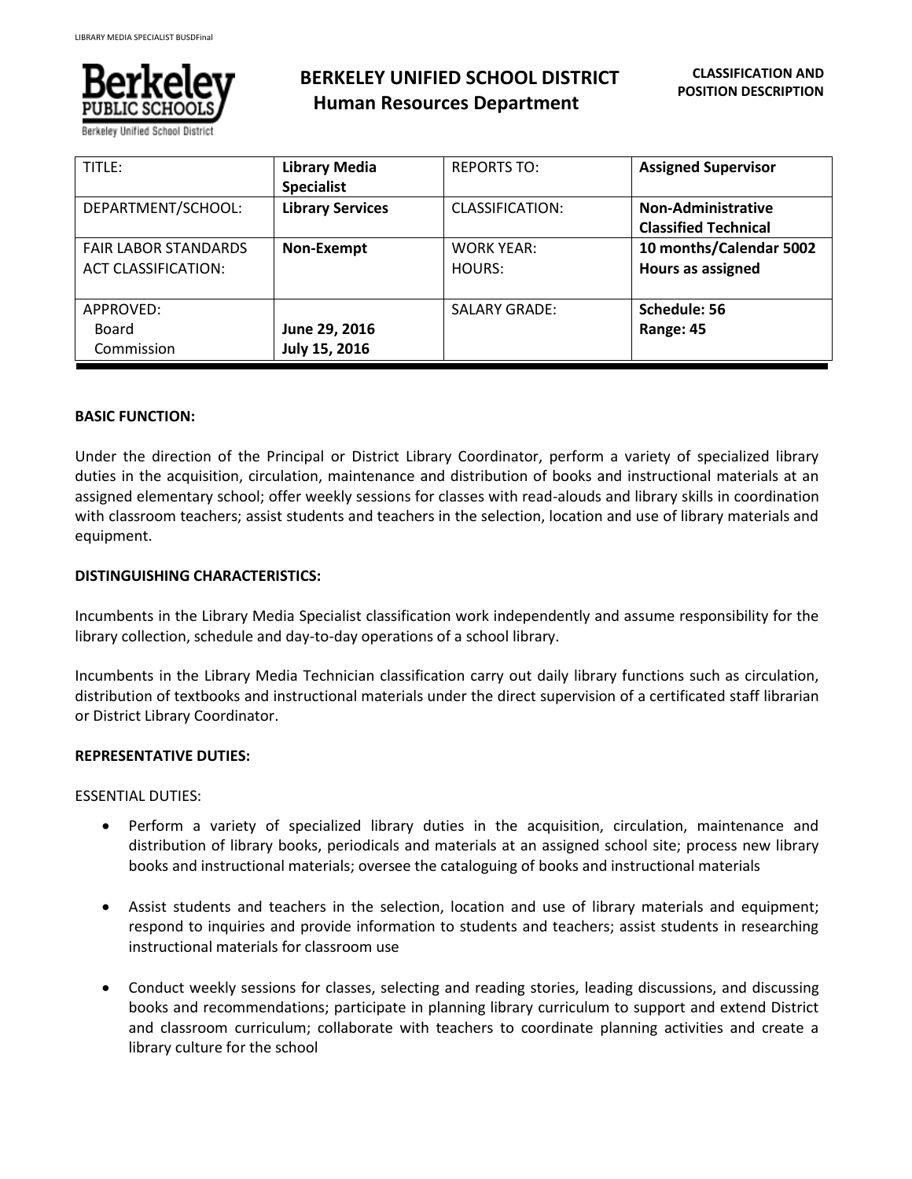# BERKELEY UNIFIED SCHOOL DISTRICT
## Human Resources Department

**CLASSIFICATION AND POSITION DESCRIPTION**

| TITLE: | **Library Media Specialist** | REPORTS TO: | **Assigned Supervisor** |
|---|---|---|---|
| DEPARTMENT/SCHOOL: | **Library Services** | CLASSIFICATION: | **Non-Administrative Classified Technical** |
| FAIR LABOR STANDARDS ACT CLASSIFICATION: | **Non-Exempt** | WORK YEAR: HOURS: | **10 months/Calendar 5002 Hours as assigned** |
| APPROVED: Board Commission | **June 29, 2016 July 15, 2016** | SALARY GRADE: | **Schedule: 56 Range: 45** |

**BASIC FUNCTION:**

Under the direction of the Principal or District Library Coordinator, perform a variety of specialized library duties in the acquisition, circulation, maintenance and distribution of books and instructional materials at an assigned elementary school; offer weekly sessions for classes with read-alouds and library skills in coordination with classroom teachers; assist students and teachers in the selection, location and use of library materials and equipment.

**DISTINGUISHING CHARACTERISTICS:**

Incumbents in the Library Media Specialist classification work independently and assume responsibility for the library collection, schedule and day-to-day operations of a school library.

Incumbents in the Library Media Technician classification carry out daily library functions such as circulation, distribution of textbooks and instructional materials under the direct supervision of a certificated staff librarian or District Library Coordinator.

**REPRESENTATIVE DUTIES:**

ESSENTIAL DUTIES:

- Perform a variety of specialized library duties in the acquisition, circulation, maintenance and distribution of library books, periodicals and materials at an assigned school site; process new library books and instructional materials; oversee the cataloguing of books and instructional materials
- Assist students and teachers in the selection, location and use of library materials and equipment; respond to inquiries and provide information to students and teachers; assist students in researching instructional materials for classroom use
- Conduct weekly sessions for classes, selecting and reading stories, leading discussions, and discussing books and recommendations; participate in planning library curriculum to support and extend District and classroom curriculum; collaborate with teachers to coordinate planning activities and create a library culture for the school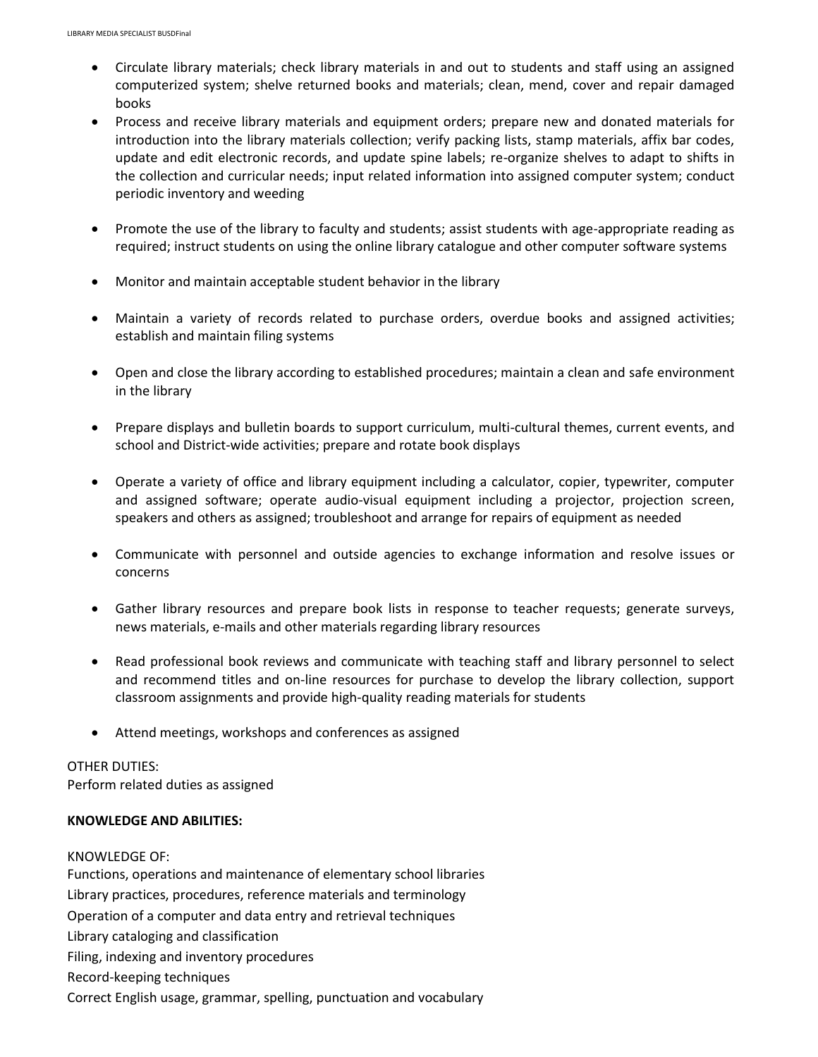- Circulate library materials; check library materials in and out to students and staff using an assigned computerized system; shelve returned books and materials; clean, mend, cover and repair damaged books
- Process and receive library materials and equipment orders; prepare new and donated materials for introduction into the library materials collection; verify packing lists, stamp materials, affix bar codes, update and edit electronic records, and update spine labels; re-organize shelves to adapt to shifts in the collection and curricular needs; input related information into assigned computer system; conduct periodic inventory and weeding
- Promote the use of the library to faculty and students; assist students with age-appropriate reading as required; instruct students on using the online library catalogue and other computer software systems
- Monitor and maintain acceptable student behavior in the library
- Maintain a variety of records related to purchase orders, overdue books and assigned activities; establish and maintain filing systems
- Open and close the library according to established procedures; maintain a clean and safe environment in the library
- Prepare displays and bulletin boards to support curriculum, multi-cultural themes, current events, and school and District-wide activities; prepare and rotate book displays
- Operate a variety of office and library equipment including a calculator, copier, typewriter, computer and assigned software; operate audio-visual equipment including a projector, projection screen, speakers and others as assigned; troubleshoot and arrange for repairs of equipment as needed
- Communicate with personnel and outside agencies to exchange information and resolve issues or concerns
- Gather library resources and prepare book lists in response to teacher requests; generate surveys, news materials, e-mails and other materials regarding library resources
- Read professional book reviews and communicate with teaching staff and library personnel to select and recommend titles and on-line resources for purchase to develop the library collection, support classroom assignments and provide high-quality reading materials for students
- Attend meetings, workshops and conferences as assigned

OTHER DUTIES:
Perform related duties as assigned

**KNOWLEDGE AND ABILITIES:**

KNOWLEDGE OF:
Functions, operations and maintenance of elementary school libraries
Library practices, procedures, reference materials and terminology
Operation of a computer and data entry and retrieval techniques
Library cataloging and classification
Filing, indexing and inventory procedures
Record-keeping techniques
Correct English usage, grammar, spelling, punctuation and vocabulary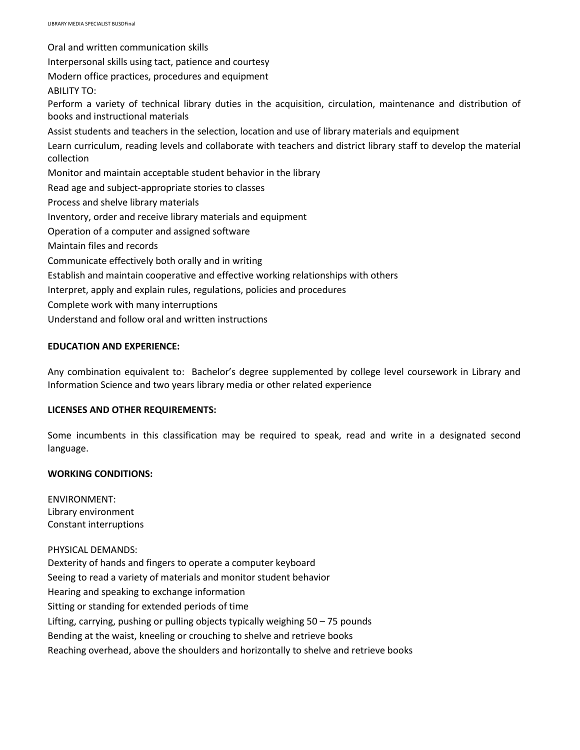Oral and written communication skills

Interpersonal skills using tact, patience and courtesy

Modern office practices, procedures and equipment

ABILITY TO:

Perform a variety of technical library duties in the acquisition, circulation, maintenance and distribution of books and instructional materials

Assist students and teachers in the selection, location and use of library materials and equipment

Learn curriculum, reading levels and collaborate with teachers and district library staff to develop the material collection

Monitor and maintain acceptable student behavior in the library

Read age and subject-appropriate stories to classes

Process and shelve library materials

Inventory, order and receive library materials and equipment

Operation of a computer and assigned software

Maintain files and records

Communicate effectively both orally and in writing

Establish and maintain cooperative and effective working relationships with others

Interpret, apply and explain rules, regulations, policies and procedures

Complete work with many interruptions

Understand and follow oral and written instructions

**EDUCATION AND EXPERIENCE:**

Any combination equivalent to: Bachelor's degree supplemented by college level coursework in Library and Information Science and two years library media or other related experience

**LICENSES AND OTHER REQUIREMENTS:**

Some incumbents in this classification may be required to speak, read and write in a designated second language.

**WORKING CONDITIONS:**

ENVIRONMENT:
Library environment
Constant interruptions

PHYSICAL DEMANDS:
Dexterity of hands and fingers to operate a computer keyboard
Seeing to read a variety of materials and monitor student behavior
Hearing and speaking to exchange information
Sitting or standing for extended periods of time
Lifting, carrying, pushing or pulling objects typically weighing 50 – 75 pounds
Bending at the waist, kneeling or crouching to shelve and retrieve books
Reaching overhead, above the shoulders and horizontally to shelve and retrieve books